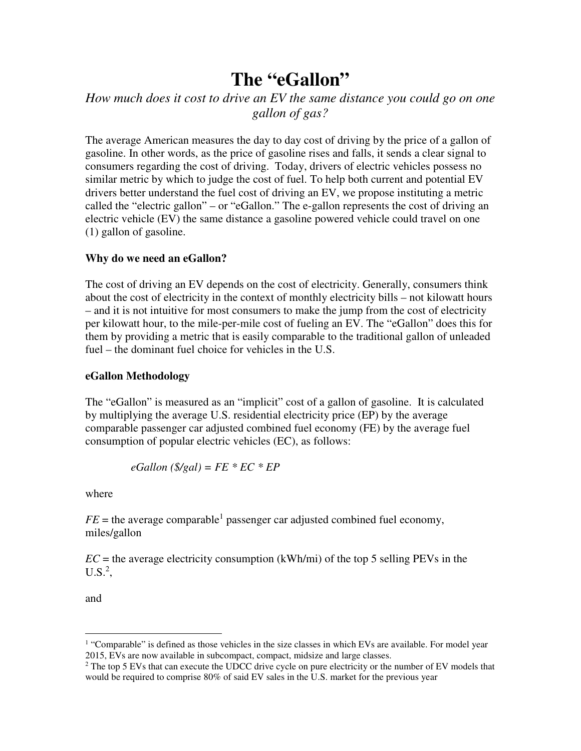# The "eGallon"

*How much does it cost to drive an EV the same distance you could go on one gallon of gas?*

The average American measures the day to day cost of driving by the price of a gallon of gasoline. In other words, as the price of gasoline rises and falls, it sends a clear signal to consumers regarding the cost of driving. Today, drivers of electric vehicles possess no similar metric by which to judge the cost of fuel. To help both current and potential EV drivers better understand the fuel cost of driving an EV, we propose instituting a metric called the "electric gallon" – or "eGallon." The e-gallon represents the cost of driving an electric vehicle (EV) the same distance a gasoline powered vehicle could travel on one (1) gallon of gasoline.

**Why do we need an eGallon?**

The cost of driving an EV depends on the cost of electricity. Generally, consumers think about the cost of electricity in the context of monthly electricity bills – not kilowatt hours – and it is not intuitive for most consumers to make the jump from the cost of electricity per kilowatt hour, to the mile-per-mile cost of fueling an EV. The "eGallon" does this for them by providing a metric that is easily comparable to the traditional gallon of unleaded fuel – the dominant fuel choice for vehicles in the U.S.

**eGallon Methodology**

The "eGallon" is measured as an "implicit" cost of a gallon of gasoline. It is calculated by multiplying the average U.S. residential electricity price (EP) by the average comparable passenger car adjusted combined fuel economy (FE) by the average fuel consumption of popular electric vehicles (EC), as follows:

$$eGallon\ (\$/gal) = FE * EC * EP$$

where

$FE$ = the average comparable[1] passenger car adjusted combined fuel economy, miles/gallon

$EC$ = the average electricity consumption (kWh/mi) of the top 5 selling PEVs in the U.S.[2],

and

---

[1] "Comparable" is defined as those vehicles in the size classes in which EVs are available. For model year 2015, EVs are now available in subcompact, compact, midsize and large classes.

[2] The top 5 EVs that can execute the UDCC drive cycle on pure electricity or the number of EV models that would be required to comprise 80% of said EV sales in the U.S. market for the previous year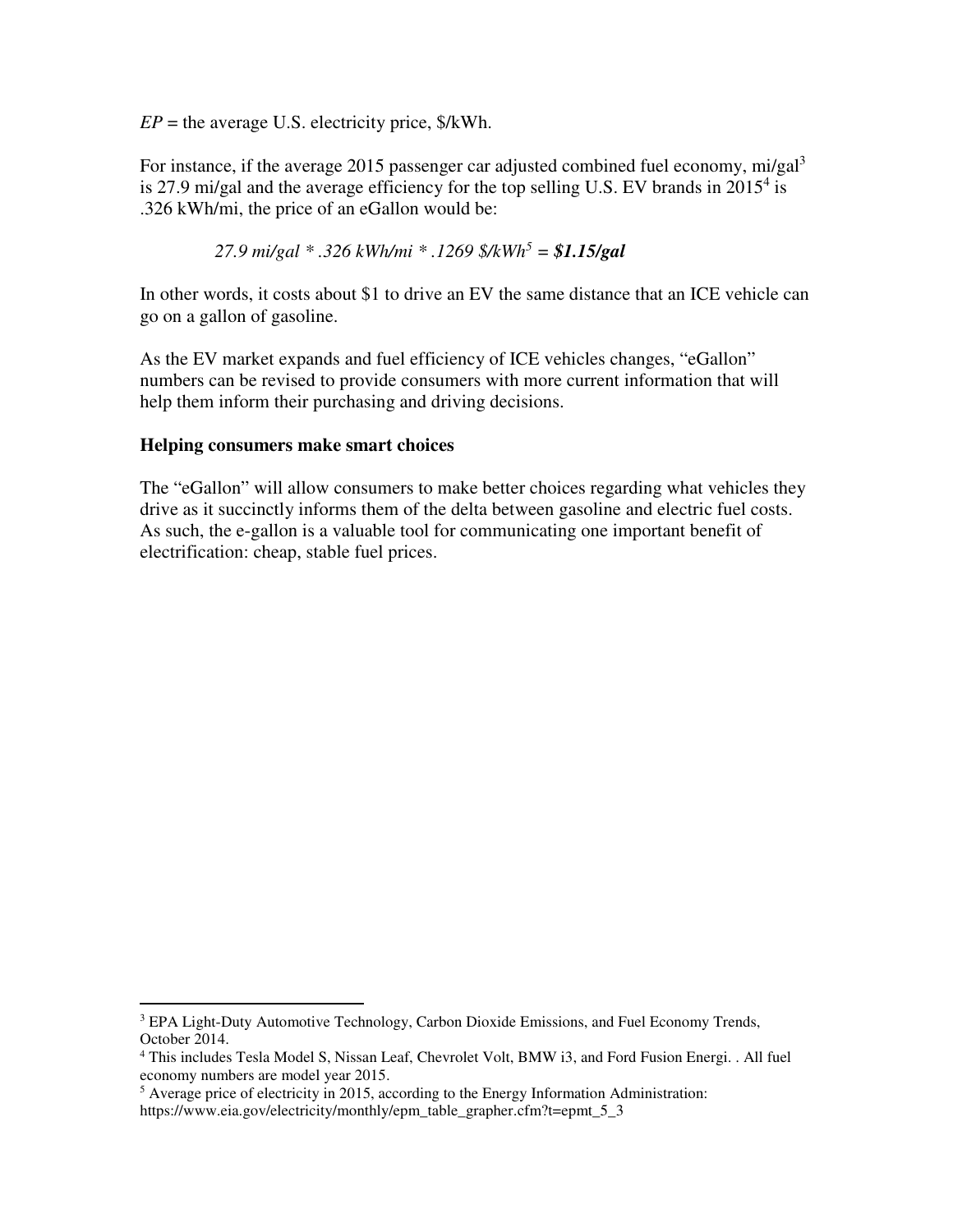$EP$ = the average U.S. electricity price, \$/kWh.

For instance, if the average 2015 passenger car adjusted combined fuel economy, mi/gal[3] is 27.9 mi/gal and the average efficiency for the top selling U.S. EV brands in 2015[4] is .326 kWh/mi, the price of an eGallon would be:

*27.9 mi/gal * .326 kWh/mi * .1269 $/kWh*[5] ***= $1.15/gal***

In other words, it costs about $1 to drive an EV the same distance that an ICE vehicle can go on a gallon of gasoline.

As the EV market expands and fuel efficiency of ICE vehicles changes, "eGallon" numbers can be revised to provide consumers with more current information that will help them inform their purchasing and driving decisions.

**Helping consumers make smart choices**

The "eGallon" will allow consumers to make better choices regarding what vehicles they drive as it succinctly informs them of the delta between gasoline and electric fuel costs. As such, the e-gallon is a valuable tool for communicating one important benefit of electrification: cheap, stable fuel prices.

---

[3] EPA Light-Duty Automotive Technology, Carbon Dioxide Emissions, and Fuel Economy Trends, October 2014.

[4] This includes Tesla Model S, Nissan Leaf, Chevrolet Volt, BMW i3, and Ford Fusion Energi. . All fuel economy numbers are model year 2015.

[5] Average price of electricity in 2015, according to the Energy Information Administration: https://www.eia.gov/electricity/monthly/epm_table_grapher.cfm?t=epmt_5_3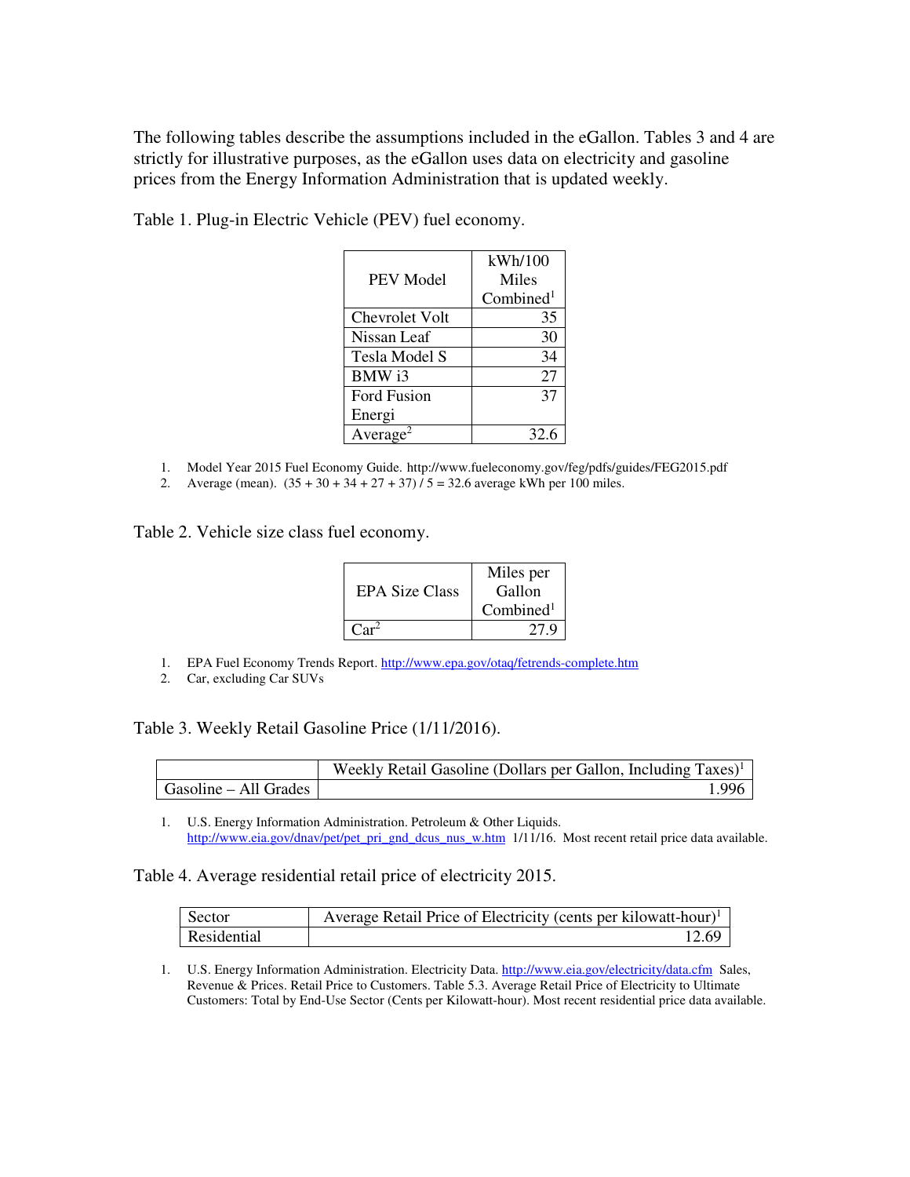The following tables describe the assumptions included in the eGallon. Tables 3 and 4 are strictly for illustrative purposes, as the eGallon uses data on electricity and gasoline prices from the Energy Information Administration that is updated weekly.

Table 1. Plug-in Electric Vehicle (PEV) fuel economy.

| PEV Model | kWh/100 Miles Combined[1] |
|---|---|
| Chevrolet Volt | 35 |
| Nissan Leaf | 30 |
| Tesla Model S | 34 |
| BMW i3 | 27 |
| Ford Fusion Energi | 37 |
| Average[2] | 32.6 |

1. Model Year 2015 Fuel Economy Guide. http://www.fueleconomy.gov/feg/pdfs/guides/FEG2015.pdf
2. Average (mean). (35 + 30 + 34 + 27 + 37) / 5 = 32.6 average kWh per 100 miles.

Table 2. Vehicle size class fuel economy.

| EPA Size Class | Miles per Gallon Combined[1] |
|---|---|
| Car[2] | 27.9 |

1. EPA Fuel Economy Trends Report. http://www.epa.gov/otaq/fetrends-complete.htm
2. Car, excluding Car SUVs

Table 3. Weekly Retail Gasoline Price (1/11/2016).

| | Weekly Retail Gasoline (Dollars per Gallon, Including Taxes)[1] |
|---|---|
| Gasoline – All Grades | 1.996 |

1. U.S. Energy Information Administration. Petroleum & Other Liquids. http://www.eia.gov/dnav/pet/pet_pri_gnd_dcus_nus_w.htm 1/11/16. Most recent retail price data available.

Table 4. Average residential retail price of electricity 2015.

| Sector | Average Retail Price of Electricity (cents per kilowatt-hour)[1] |
|---|---|
| Residential | 12.69 |

1. U.S. Energy Information Administration. Electricity Data. http://www.eia.gov/electricity/data.cfm Sales, Revenue & Prices. Retail Price to Customers. Table 5.3. Average Retail Price of Electricity to Ultimate Customers: Total by End-Use Sector (Cents per Kilowatt-hour). Most recent residential price data available.